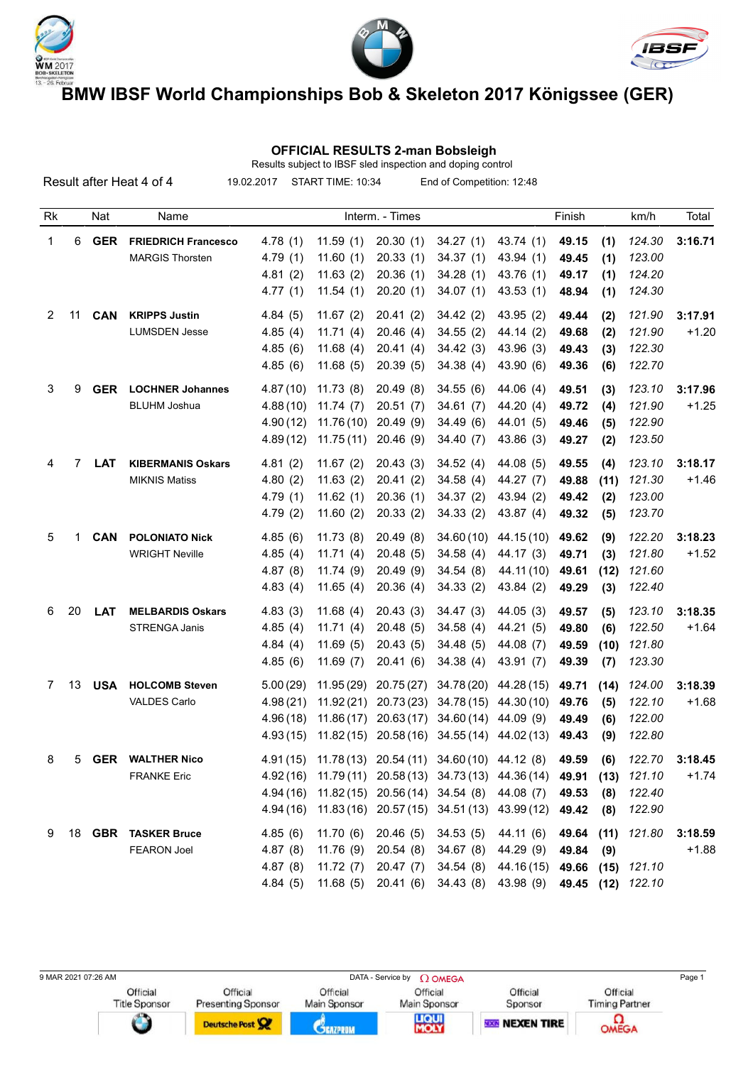# BMW IBSF World Championships Bob & Skeleton 2017 Königssee (GER)

## OFFICIAL RESULTS 2-man Bobsleigh

Results subject to IBSF sled inspection and doping control

Result after Heat 4 of 4 | 19.02.2017 | START TIME: 10:34 | End of Competition: 12:48

| Rk | | Nat | Name | Interm. - Times | | | | | Finish | | km/h | Total |
|---|---|---|---|---|---|---|---|---|---|---|---|---|
| 1 | 6 | GER | **FRIEDRICH Francesco** | 4.78 (1) | 11.59 (1) | 20.30 (1) | 34.27 (1) | 43.74 (1) | **49.15** | **(1)** | *124.30* | **3:16.71** |
| | | | MARGIS Thorsten | 4.79 (1) | 11.60 (1) | 20.33 (1) | 34.37 (1) | 43.94 (1) | **49.45** | **(1)** | *123.00* | |
| | | | | 4.81 (2) | 11.63 (2) | 20.36 (1) | 34.28 (1) | 43.76 (1) | **49.17** | **(1)** | *124.20* | |
| | | | | 4.77 (1) | 11.54 (1) | 20.20 (1) | 34.07 (1) | 43.53 (1) | **48.94** | **(1)** | *124.30* | |
| 2 | 11 | CAN | **KRIPPS Justin** | 4.84 (5) | 11.67 (2) | 20.41 (2) | 34.42 (2) | 43.95 (2) | **49.44** | **(2)** | *121.90* | **3:17.91** |
| | | | LUMSDEN Jesse | 4.85 (4) | 11.71 (4) | 20.46 (4) | 34.55 (2) | 44.14 (2) | **49.68** | **(2)** | *121.90* | +1.20 |
| | | | | 4.85 (6) | 11.68 (4) | 20.41 (4) | 34.42 (3) | 43.96 (3) | **49.43** | **(3)** | *122.30* | |
| | | | | 4.85 (6) | 11.68 (5) | 20.39 (5) | 34.38 (4) | 43.90 (6) | **49.36** | **(6)** | *122.70* | |
| 3 | 9 | GER | **LOCHNER Johannes** | 4.87 (10) | 11.73 (8) | 20.49 (8) | 34.55 (6) | 44.06 (4) | **49.51** | **(3)** | *123.10* | **3:17.96** |
| | | | BLUHM Joshua | 4.88 (10) | 11.74 (7) | 20.51 (7) | 34.61 (7) | 44.20 (4) | **49.72** | **(4)** | *121.90* | +1.25 |
| | | | | 4.90 (12) | 11.76 (10) | 20.49 (9) | 34.49 (6) | 44.01 (5) | **49.46** | **(5)** | *122.90* | |
| | | | | 4.89 (12) | 11.75 (11) | 20.46 (9) | 34.40 (7) | 43.86 (3) | **49.27** | **(2)** | *123.50* | |
| 4 | 7 | LAT | **KIBERMANIS Oskars** | 4.81 (2) | 11.67 (2) | 20.43 (3) | 34.52 (4) | 44.08 (5) | **49.55** | **(4)** | *123.10* | **3:18.17** |
| | | | MIKNIS Matiss | 4.80 (2) | 11.63 (2) | 20.41 (2) | 34.58 (4) | 44.27 (7) | **49.88** | **(11)** | *121.30* | +1.46 |
| | | | | 4.79 (1) | 11.62 (1) | 20.36 (1) | 34.37 (2) | 43.94 (2) | **49.42** | **(2)** | *123.00* | |
| | | | | 4.79 (2) | 11.60 (2) | 20.33 (2) | 34.33 (2) | 43.87 (4) | **49.32** | **(5)** | *123.70* | |
| 5 | 1 | CAN | **POLONIATO Nick** | 4.85 (6) | 11.73 (8) | 20.49 (8) | 34.60 (10) | 44.15 (10) | **49.62** | **(9)** | *122.20* | **3:18.23** |
| | | | WRIGHT Neville | 4.85 (4) | 11.71 (4) | 20.48 (5) | 34.58 (4) | 44.17 (3) | **49.71** | **(3)** | *121.80* | +1.52 |
| | | | | 4.87 (8) | 11.74 (9) | 20.49 (9) | 34.54 (8) | 44.11 (10) | **49.61** | **(12)** | *121.60* | |
| | | | | 4.83 (4) | 11.65 (4) | 20.36 (4) | 34.33 (2) | 43.84 (2) | **49.29** | **(3)** | *122.40* | |
| 6 | 20 | LAT | **MELBARDIS Oskars** | 4.83 (3) | 11.68 (4) | 20.43 (3) | 34.47 (3) | 44.05 (3) | **49.57** | **(5)** | *123.10* | **3:18.35** |
| | | | STRENGA Janis | 4.85 (4) | 11.71 (4) | 20.48 (5) | 34.58 (4) | 44.21 (5) | **49.80** | **(6)** | *122.50* | +1.64 |
| | | | | 4.84 (4) | 11.69 (5) | 20.43 (5) | 34.48 (5) | 44.08 (7) | **49.59** | **(10)** | *121.80* | |
| | | | | 4.85 (6) | 11.69 (7) | 20.41 (6) | 34.38 (4) | 43.91 (7) | **49.39** | **(7)** | *123.30* | |
| 7 | 13 | USA | **HOLCOMB Steven** | 5.00 (29) | 11.95 (29) | 20.75 (27) | 34.78 (20) | 44.28 (15) | **49.71** | **(14)** | *124.00* | **3:18.39** |
| | | | VALDES Carlo | 4.98 (21) | 11.92 (21) | 20.73 (23) | 34.78 (15) | 44.30 (10) | **49.76** | **(5)** | *122.10* | +1.68 |
| | | | | 4.96 (18) | 11.86 (17) | 20.63 (17) | 34.60 (14) | 44.09 (9) | **49.49** | **(6)** | *122.00* | |
| | | | | 4.93 (15) | 11.82 (15) | 20.58 (16) | 34.55 (14) | 44.02 (13) | **49.43** | **(9)** | *122.80* | |
| 8 | 5 | GER | **WALTHER Nico** | 4.91 (15) | 11.78 (13) | 20.54 (11) | 34.60 (10) | 44.12 (8) | **49.59** | **(6)** | *122.70* | **3:18.45** |
| | | | FRANKE Eric | 4.92 (16) | 11.79 (11) | 20.58 (13) | 34.73 (13) | 44.36 (14) | **49.91** | **(13)** | *121.10* | +1.74 |
| | | | | 4.94 (16) | 11.82 (15) | 20.56 (14) | 34.54 (8) | 44.08 (7) | **49.53** | **(8)** | *122.40* | |
| | | | | 4.94 (16) | 11.83 (16) | 20.57 (15) | 34.51 (13) | 43.99 (12) | **49.42** | **(8)** | *122.90* | |
| 9 | 18 | GBR | **TASKER Bruce** | 4.85 (6) | 11.70 (6) | 20.46 (5) | 34.53 (5) | 44.11 (6) | **49.64** | **(11)** | *121.80* | **3:18.59** |
| | | | FEARON Joel | 4.87 (8) | 11.76 (9) | 20.54 (8) | 34.67 (8) | 44.29 (9) | **49.84** | **(9)** | | +1.88 |
| | | | | 4.87 (8) | 11.72 (7) | 20.47 (7) | 34.54 (8) | 44.16 (15) | **49.66** | **(15)** | *121.10* | |
| | | | | 4.84 (5) | 11.68 (5) | 20.41 (6) | 34.43 (8) | 43.98 (9) | **49.45** | **(12)** | *122.10* | |

9 MAR 2021 07:26 AM — DATA - Service by OMEGA

Official Title Sponsor | Official Presenting Sponsor | Official Main Sponsor | Official Main Sponsor | Official Sponsor | Official Timing Partner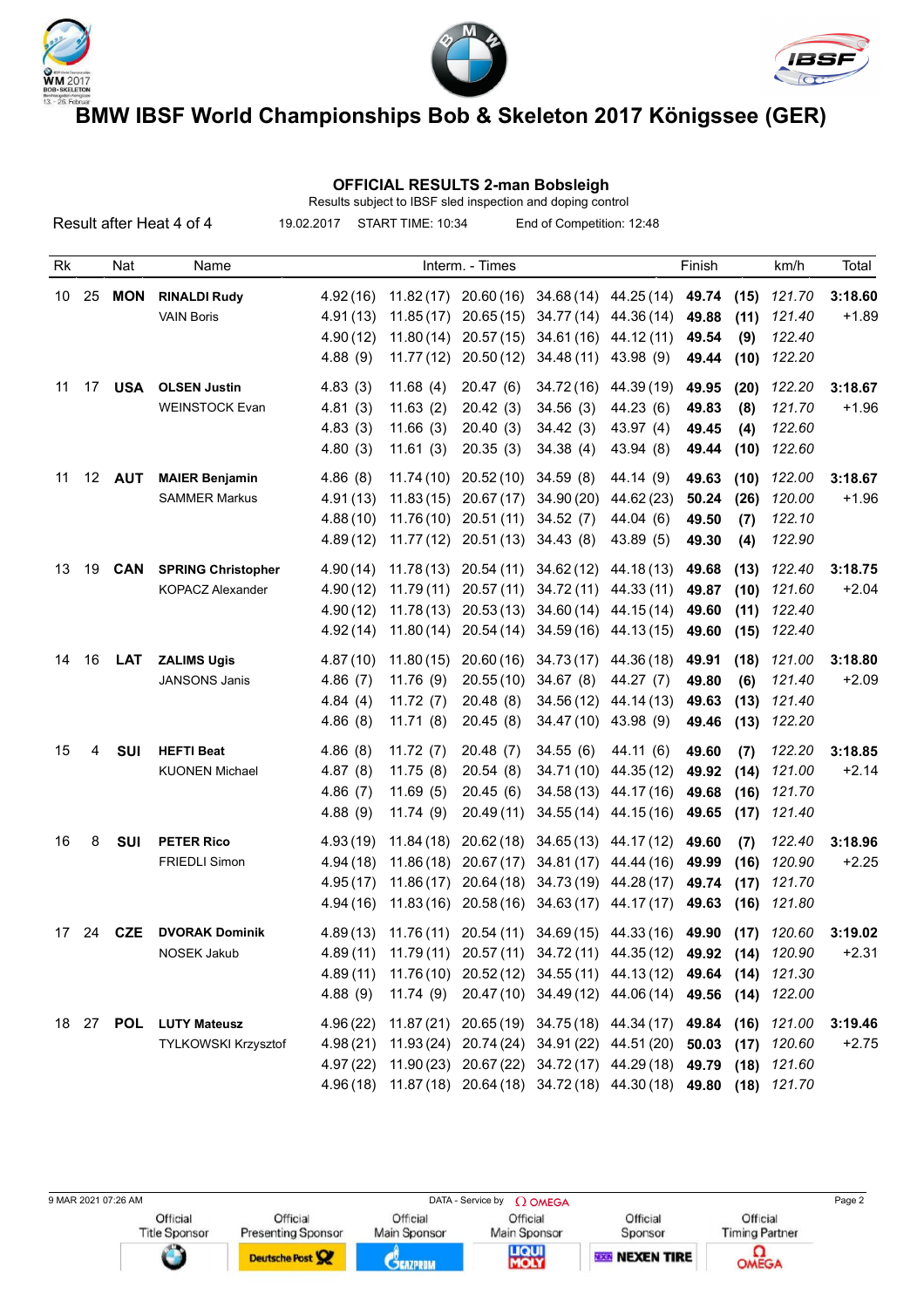# BMW IBSF World Championships Bob & Skeleton 2017 Königssee (GER)

## OFFICIAL RESULTS 2-man Bobsleigh

Results subject to IBSF sled inspection and doping control

Result after Heat 4 of 4 | 19.02.2017 | START TIME: 10:34 | End of Competition: 12:48

| Rk | | Nat | Name | Interm. - Times | | | | | Finish | | km/h | Total |
|---|---|---|---|---|---|---|---|---|---|---|---|---|
| 10 | 25 | **MON** | **RINALDI Rudy** | 4.92 (16) | 11.82 (17) | 20.60 (16) | 34.68 (14) | 44.25 (14) | **49.74** | **(15)** | *121.70* | **3:18.60** |
| | | | VAIN Boris | 4.91 (13) | 11.85 (17) | 20.65 (15) | 34.77 (14) | 44.36 (14) | **49.88** | **(11)** | *121.40* | +1.89 |
| | | | | 4.90 (12) | 11.80 (14) | 20.57 (15) | 34.61 (16) | 44.12 (11) | **49.54** | **(9)** | *122.40* | |
| | | | | 4.88 (9) | 11.77 (12) | 20.50 (12) | 34.48 (11) | 43.98 (9) | **49.44** | **(10)** | *122.20* | |
| 11 | 17 | **USA** | **OLSEN Justin** | 4.83 (3) | 11.68 (4) | 20.47 (6) | 34.72 (16) | 44.39 (19) | **49.95** | **(20)** | *122.20* | **3:18.67** |
| | | | WEINSTOCK Evan | 4.81 (3) | 11.63 (2) | 20.42 (3) | 34.56 (3) | 44.23 (6) | **49.83** | **(8)** | *121.70* | +1.96 |
| | | | | 4.83 (3) | 11.66 (3) | 20.40 (3) | 34.42 (3) | 43.97 (4) | **49.45** | **(4)** | *122.60* | |
| | | | | 4.80 (3) | 11.61 (3) | 20.35 (3) | 34.38 (4) | 43.94 (8) | **49.44** | **(10)** | *122.60* | |
| 11 | 12 | **AUT** | **MAIER Benjamin** | 4.86 (8) | 11.74 (10) | 20.52 (10) | 34.59 (8) | 44.14 (9) | **49.63** | **(10)** | *122.00* | **3:18.67** |
| | | | SAMMER Markus | 4.91 (13) | 11.83 (15) | 20.67 (17) | 34.90 (20) | 44.62 (23) | **50.24** | **(26)** | *120.00* | +1.96 |
| | | | | 4.88 (10) | 11.76 (10) | 20.51 (11) | 34.52 (7) | 44.04 (6) | **49.50** | **(7)** | *122.10* | |
| | | | | 4.89 (12) | 11.77 (12) | 20.51 (13) | 34.43 (8) | 43.89 (5) | **49.30** | **(4)** | *122.90* | |
| 13 | 19 | **CAN** | **SPRING Christopher** | 4.90 (14) | 11.78 (13) | 20.54 (11) | 34.62 (12) | 44.18 (13) | **49.68** | **(13)** | *122.40* | **3:18.75** |
| | | | KOPACZ Alexander | 4.90 (12) | 11.79 (11) | 20.57 (11) | 34.72 (11) | 44.33 (11) | **49.87** | **(10)** | *121.60* | +2.04 |
| | | | | 4.90 (12) | 11.78 (13) | 20.53 (13) | 34.60 (14) | 44.15 (14) | **49.60** | **(11)** | *122.40* | |
| | | | | 4.92 (14) | 11.80 (14) | 20.54 (14) | 34.59 (16) | 44.13 (15) | **49.60** | **(15)** | *122.40* | |
| 14 | 16 | **LAT** | **ZALIMS Ugis** | 4.87 (10) | 11.80 (15) | 20.60 (16) | 34.73 (17) | 44.36 (18) | **49.91** | **(18)** | *121.00* | **3:18.80** |
| | | | JANSONS Janis | 4.86 (7) | 11.76 (9) | 20.55 (10) | 34.67 (8) | 44.27 (7) | **49.80** | **(6)** | *121.40* | +2.09 |
| | | | | 4.84 (4) | 11.72 (7) | 20.48 (8) | 34.56 (12) | 44.14 (13) | **49.63** | **(13)** | *121.40* | |
| | | | | 4.86 (8) | 11.71 (8) | 20.45 (8) | 34.47 (10) | 43.98 (9) | **49.46** | **(13)** | *122.20* | |
| 15 | 4 | **SUI** | **HEFTI Beat** | 4.86 (8) | 11.72 (7) | 20.48 (7) | 34.55 (6) | 44.11 (6) | **49.60** | **(7)** | *122.20* | **3:18.85** |
| | | | KUONEN Michael | 4.87 (8) | 11.75 (8) | 20.54 (8) | 34.71 (10) | 44.35 (12) | **49.92** | **(14)** | *121.00* | +2.14 |
| | | | | 4.86 (7) | 11.69 (5) | 20.45 (6) | 34.58 (13) | 44.17 (16) | **49.68** | **(16)** | *121.70* | |
| | | | | 4.88 (9) | 11.74 (9) | 20.49 (11) | 34.55 (14) | 44.15 (16) | **49.65** | **(17)** | *121.40* | |
| 16 | 8 | **SUI** | **PETER Rico** | 4.93 (19) | 11.84 (18) | 20.62 (18) | 34.65 (13) | 44.17 (12) | **49.60** | **(7)** | *122.40* | **3:18.96** |
| | | | FRIEDLI Simon | 4.94 (18) | 11.86 (18) | 20.67 (17) | 34.81 (17) | 44.44 (16) | **49.99** | **(16)** | *120.90* | +2.25 |
| | | | | 4.95 (17) | 11.86 (17) | 20.64 (18) | 34.73 (19) | 44.28 (17) | **49.74** | **(17)** | *121.70* | |
| | | | | 4.94 (16) | 11.83 (16) | 20.58 (16) | 34.63 (17) | 44.17 (17) | **49.63** | **(16)** | *121.80* | |
| 17 | 24 | **CZE** | **DVORAK Dominik** | 4.89 (13) | 11.76 (11) | 20.54 (11) | 34.69 (15) | 44.33 (16) | **49.90** | **(17)** | *120.60* | **3:19.02** |
| | | | NOSEK Jakub | 4.89 (11) | 11.79 (11) | 20.57 (11) | 34.72 (11) | 44.35 (12) | **49.92** | **(14)** | *120.90* | +2.31 |
| | | | | 4.89 (11) | 11.76 (10) | 20.52 (12) | 34.55 (11) | 44.13 (12) | **49.64** | **(14)** | *121.30* | |
| | | | | 4.88 (9) | 11.74 (9) | 20.47 (10) | 34.49 (12) | 44.06 (14) | **49.56** | **(14)** | *122.00* | |
| 18 | 27 | **POL** | **LUTY Mateusz** | 4.96 (22) | 11.87 (21) | 20.65 (19) | 34.75 (18) | 44.34 (17) | **49.84** | **(16)** | *121.00* | **3:19.46** |
| | | | TYLKOWSKI Krzysztof | 4.98 (21) | 11.93 (24) | 20.74 (24) | 34.91 (22) | 44.51 (20) | **50.03** | **(17)** | *120.60* | +2.75 |
| | | | | 4.97 (22) | 11.90 (23) | 20.67 (22) | 34.72 (17) | 44.29 (18) | **49.79** | **(18)** | *121.60* | |
| | | | | 4.96 (18) | 11.87 (18) | 20.64 (18) | 34.72 (18) | 44.30 (18) | **49.80** | **(18)** | *121.70* | |

9 MAR 2021 07:26 AM — DATA - Service by OMEGA

Official Title Sponsor | Official Presenting Sponsor | Official Main Sponsor | Official Main Sponsor | Official Sponsor | Official Timing Partner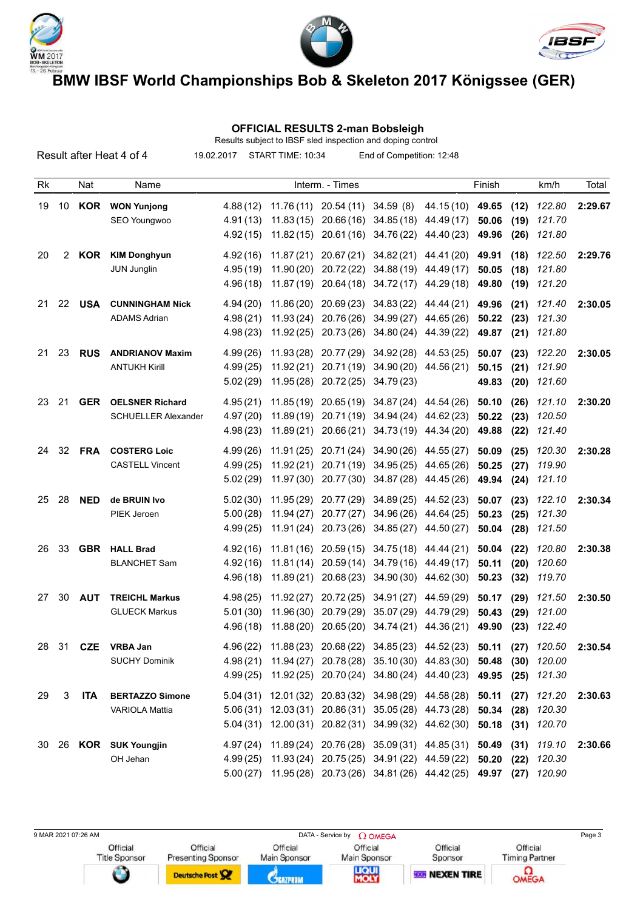# BMW IBSF World Championships Bob & Skeleton 2017 Königssee (GER)

## OFFICIAL RESULTS 2-man Bobsleigh

Results subject to IBSF sled inspection and doping control

Result after Heat 4 of 4 | 19.02.2017 | START TIME: 10:34 | End of Competition: 12:48

| Rk | | Nat | Name | Interm. - Times | | | | | Finish | | km/h | Total |
|---|---|---|---|---|---|---|---|---|---|---|---|---|
| 19 | 10 | **KOR** | **WON Yunjong** | 4.88 (12) | 11.76 (11) | 20.54 (11) | 34.59 (8) | 44.15 (10) | **49.65** | **(12)** | *122.80* | **2:29.67** |
| | | | SEO Youngwoo | 4.91 (13) | 11.83 (15) | 20.66 (16) | 34.85 (18) | 44.49 (17) | **50.06** | **(19)** | *121.70* | |
| | | | | 4.92 (15) | 11.82 (15) | 20.61 (16) | 34.76 (22) | 44.40 (23) | **49.96** | **(26)** | *121.80* | |
| 20 | 2 | **KOR** | **KIM Donghyun** | 4.92 (16) | 11.87 (21) | 20.67 (21) | 34.82 (21) | 44.41 (20) | **49.91** | **(18)** | *122.50* | **2:29.76** |
| | | | JUN Junglin | 4.95 (19) | 11.90 (20) | 20.72 (22) | 34.88 (19) | 44.49 (17) | **50.05** | **(18)** | *121.80* | |
| | | | | 4.96 (18) | 11.87 (19) | 20.64 (18) | 34.72 (17) | 44.29 (18) | **49.80** | **(19)** | *121.20* | |
| 21 | 22 | **USA** | **CUNNINGHAM Nick** | 4.94 (20) | 11.86 (20) | 20.69 (23) | 34.83 (22) | 44.44 (21) | **49.96** | **(21)** | *121.40* | **2:30.05** |
| | | | ADAMS Adrian | 4.98 (21) | 11.93 (24) | 20.76 (26) | 34.99 (27) | 44.65 (26) | **50.22** | **(23)** | *121.30* | |
| | | | | 4.98 (23) | 11.92 (25) | 20.73 (26) | 34.80 (24) | 44.39 (22) | **49.87** | **(21)** | *121.80* | |
| 21 | 23 | **RUS** | **ANDRIANOV Maxim** | 4.99 (26) | 11.93 (28) | 20.77 (29) | 34.92 (28) | 44.53 (25) | **50.07** | **(23)** | *122.20* | **2:30.05** |
| | | | ANTUKH Kirill | 4.99 (25) | 11.92 (21) | 20.71 (19) | 34.90 (20) | 44.56 (21) | **50.15** | **(21)** | *121.90* | |
| | | | | 5.02 (29) | 11.95 (28) | 20.72 (25) | 34.79 (23) | | **49.83** | **(20)** | *121.60* | |
| 23 | 21 | **GER** | **OELSNER Richard** | 4.95 (21) | 11.85 (19) | 20.65 (19) | 34.87 (24) | 44.54 (26) | **50.10** | **(26)** | *121.10* | **2:30.20** |
| | | | SCHUELLER Alexander | 4.97 (20) | 11.89 (19) | 20.71 (19) | 34.94 (24) | 44.62 (23) | **50.22** | **(23)** | *120.50* | |
| | | | | 4.98 (23) | 11.89 (21) | 20.66 (21) | 34.73 (19) | 44.34 (20) | **49.88** | **(22)** | *121.40* | |
| 24 | 32 | **FRA** | **COSTERG Loic** | 4.99 (26) | 11.91 (25) | 20.71 (24) | 34.90 (26) | 44.55 (27) | **50.09** | **(25)** | *120.30* | **2:30.28** |
| | | | CASTELL Vincent | 4.99 (25) | 11.92 (21) | 20.71 (19) | 34.95 (25) | 44.65 (26) | **50.25** | **(27)** | *119.90* | |
| | | | | 5.02 (29) | 11.97 (30) | 20.77 (30) | 34.87 (28) | 44.45 (26) | **49.94** | **(24)** | *121.10* | |
| 25 | 28 | **NED** | **de BRUIN Ivo** | 5.02 (30) | 11.95 (29) | 20.77 (29) | 34.89 (25) | 44.52 (23) | **50.07** | **(23)** | *122.10* | **2:30.34** |
| | | | PIEK Jeroen | 5.00 (28) | 11.94 (27) | 20.77 (27) | 34.96 (26) | 44.64 (25) | **50.23** | **(25)** | *121.30* | |
| | | | | 4.99 (25) | 11.91 (24) | 20.73 (26) | 34.85 (27) | 44.50 (27) | **50.04** | **(28)** | *121.50* | |
| 26 | 33 | **GBR** | **HALL Brad** | 4.92 (16) | 11.81 (16) | 20.59 (15) | 34.75 (18) | 44.44 (21) | **50.04** | **(22)** | *120.80* | **2:30.38** |
| | | | BLANCHET Sam | 4.92 (16) | 11.81 (14) | 20.59 (14) | 34.79 (16) | 44.49 (17) | **50.11** | **(20)** | *120.60* | |
| | | | | 4.96 (18) | 11.89 (21) | 20.68 (23) | 34.90 (30) | 44.62 (30) | **50.23** | **(32)** | *119.70* | |
| 27 | 30 | **AUT** | **TREICHL Markus** | 4.98 (25) | 11.92 (27) | 20.72 (25) | 34.91 (27) | 44.59 (29) | **50.17** | **(29)** | *121.50* | **2:30.50** |
| | | | GLUECK Markus | 5.01 (30) | 11.96 (30) | 20.79 (29) | 35.07 (29) | 44.79 (29) | **50.43** | **(29)** | *121.00* | |
| | | | | 4.96 (18) | 11.88 (20) | 20.65 (20) | 34.74 (21) | 44.36 (21) | **49.90** | **(23)** | *122.40* | |
| 28 | 31 | **CZE** | **VRBA Jan** | 4.96 (22) | 11.88 (23) | 20.68 (22) | 34.85 (23) | 44.52 (23) | **50.11** | **(27)** | *120.50* | **2:30.54** |
| | | | SUCHY Dominik | 4.98 (21) | 11.94 (27) | 20.78 (28) | 35.10 (30) | 44.83 (30) | **50.48** | **(30)** | *120.00* | |
| | | | | 4.99 (25) | 11.92 (25) | 20.70 (24) | 34.80 (24) | 44.40 (23) | **49.95** | **(25)** | *121.30* | |
| 29 | 3 | **ITA** | **BERTAZZO Simone** | 5.04 (31) | 12.01 (32) | 20.83 (32) | 34.98 (29) | 44.58 (28) | **50.11** | **(27)** | *121.20* | **2:30.63** |
| | | | VARIOLA Mattia | 5.06 (31) | 12.03 (31) | 20.86 (31) | 35.05 (28) | 44.73 (28) | **50.34** | **(28)** | *120.30* | |
| | | | | 5.04 (31) | 12.00 (31) | 20.82 (31) | 34.99 (32) | 44.62 (30) | **50.18** | **(31)** | *120.70* | |
| 30 | 26 | **KOR** | **SUK Youngjin** | 4.97 (24) | 11.89 (24) | 20.76 (28) | 35.09 (31) | 44.85 (31) | **50.49** | **(31)** | *119.10* | **2:30.66** |
| | | | OH Jehan | 4.99 (25) | 11.93 (24) | 20.75 (25) | 34.91 (22) | 44.59 (22) | **50.20** | **(22)** | *120.30* | |
| | | | | 5.00 (27) | 11.95 (28) | 20.73 (26) | 34.81 (26) | 44.42 (25) | **49.97** | **(27)** | *120.90* | |

9 MAR 2021 07:26 AM — DATA - Service by OMEGA

Official Title Sponsor: BMW | Official Presenting Sponsor: Deutsche Post | Official Main Sponsor: Gazprom | Official Main Sponsor: Liqui Moly | Official Sponsor: Nexen Tire | Official Timing Partner: Omega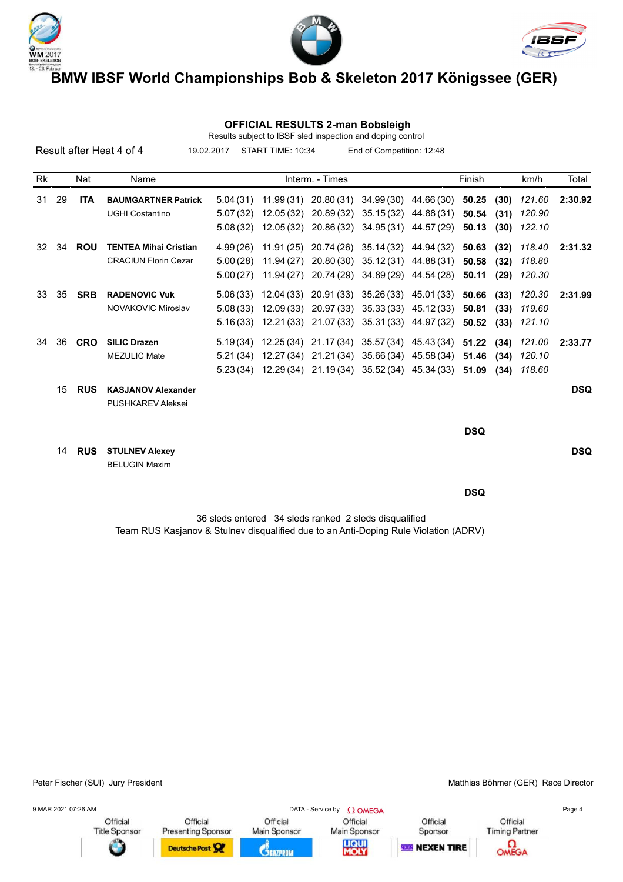# BMW IBSF World Championships Bob & Skeleton 2017 Königssee (GER)

## OFFICIAL RESULTS 2-man Bobsleigh

Results subject to IBSF sled inspection and doping control

Result after Heat 4 of 4 — 19.02.2017 — START TIME: 10:34 — End of Competition: 12:48

| Rk | | Nat | Name | Interm. - Times | | | | | Finish | | km/h | Total |
|---|---|---|---|---|---|---|---|---|---|---|---|---|
| 31 | 29 | **ITA** | **BAUMGARTNER Patrick** | 5.04 (31) | 11.99 (31) | 20.80 (31) | 34.99 (30) | 44.66 (30) | **50.25** | **(30)** | *121.60* | **2:30.92** |
| | | | UGHI Costantino | 5.07 (32) | 12.05 (32) | 20.89 (32) | 35.15 (32) | 44.88 (31) | **50.54** | **(31)** | *120.90* | |
| | | | | 5.08 (32) | 12.05 (32) | 20.86 (32) | 34.95 (31) | 44.57 (29) | **50.13** | **(30)** | *122.10* | |
| 32 | 34 | **ROU** | **TENTEA Mihai Cristian** | 4.99 (26) | 11.91 (25) | 20.74 (26) | 35.14 (32) | 44.94 (32) | **50.63** | **(32)** | *118.40* | **2:31.32** |
| | | | CRACIUN Florin Cezar | 5.00 (28) | 11.94 (27) | 20.80 (30) | 35.12 (31) | 44.88 (31) | **50.58** | **(32)** | *118.80* | |
| | | | | 5.00 (27) | 11.94 (27) | 20.74 (29) | 34.89 (29) | 44.54 (28) | **50.11** | **(29)** | *120.30* | |
| 33 | 35 | **SRB** | **RADENOVIC Vuk** | 5.06 (33) | 12.04 (33) | 20.91 (33) | 35.26 (33) | 45.01 (33) | **50.66** | **(33)** | *120.30* | **2:31.99** |
| | | | NOVAKOVIC Miroslav | 5.08 (33) | 12.09 (33) | 20.97 (33) | 35.33 (33) | 45.12 (33) | **50.81** | **(33)** | *119.60* | |
| | | | | 5.16 (33) | 12.21 (33) | 21.07 (33) | 35.31 (33) | 44.97 (32) | **50.52** | **(33)** | *121.10* | |
| 34 | 36 | **CRO** | **SILIC Drazen** | 5.19 (34) | 12.25 (34) | 21.17 (34) | 35.57 (34) | 45.43 (34) | **51.22** | **(34)** | *121.00* | **2:33.77** |
| | | | MEZULIC Mate | 5.21 (34) | 12.27 (34) | 21.21 (34) | 35.66 (34) | 45.58 (34) | **51.46** | **(34)** | *120.10* | |
| | | | | 5.23 (34) | 12.29 (34) | 21.19 (34) | 35.52 (34) | 45.34 (33) | **51.09** | **(34)** | *118.60* | |
| | 15 | **RUS** | **KASJANOV Alexander** | | | | | | | | | **DSQ** |
| | | | PUSHKAREV Aleksei | | | | | | | | | |
| | | | | | | | | | **DSQ** | | | |
| | 14 | **RUS** | **STULNEV Alexey** | | | | | | | | | **DSQ** |
| | | | BELUGIN Maxim | | | | | | | | | |
| | | | | | | | | | **DSQ** | | | |

36 sleds entered 34 sleds ranked 2 sleds disqualified

Team RUS Kasjanov & Stulnev disqualified due to an Anti-Doping Rule Violation (ADRV)

Peter Fischer (SUI) Jury President

Matthias Böhmer (GER) Race Director

9 MAR 2021 07:26 AM — DATA - Service by OMEGA

Official Title Sponsor — Official Presenting Sponsor — Official Main Sponsor — Official Main Sponsor — Official Sponsor — Official Timing Partner